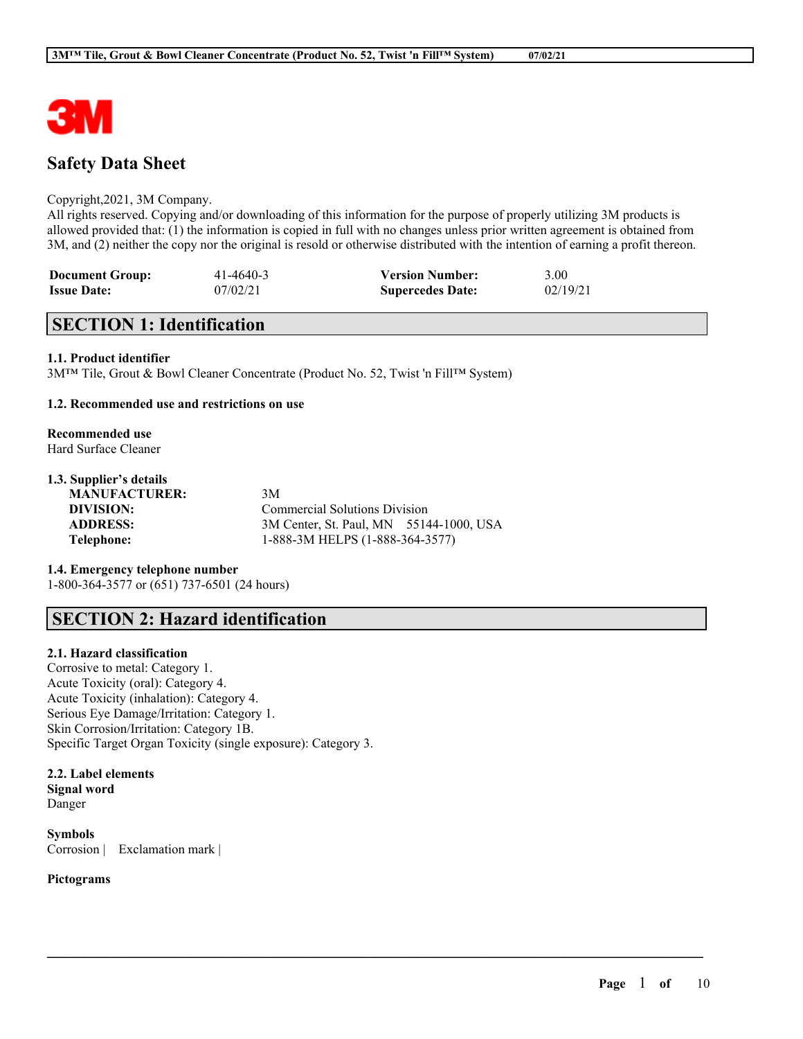# Safety Data Sheet

Copyright,2021, 3M Company.
All rights reserved. Copying and/or downloading of this information for the purpose of properly utilizing 3M products is allowed provided that: (1) the information is copied in full with no changes unless prior written agreement is obtained from 3M, and (2) neither the copy nor the original is resold or otherwise distributed with the intention of earning a profit thereon.

| | | | |
|---|---|---|---|
| **Document Group:** | 41-4640-3 | **Version Number:** | 3.00 |
| **Issue Date:** | 07/02/21 | **Supercedes Date:** | 02/19/21 |

## SECTION 1: Identification

### 1.1. Product identifier

3M™ Tile, Grout & Bowl Cleaner Concentrate (Product No. 52, Twist 'n Fill™ System)

### 1.2. Recommended use and restrictions on use

**Recommended use**
Hard Surface Cleaner

### 1.3. Supplier's details

| | |
|---|---|
| **MANUFACTURER:** | 3M |
| **DIVISION:** | Commercial Solutions Division |
| **ADDRESS:** | 3M Center, St. Paul, MN 55144-1000, USA |
| **Telephone:** | 1-888-3M HELPS (1-888-364-3577) |

### 1.4. Emergency telephone number

1-800-364-3577 or (651) 737-6501 (24 hours)

## SECTION 2: Hazard identification

### 2.1. Hazard classification

Corrosive to metal: Category 1.
Acute Toxicity (oral): Category 4.
Acute Toxicity (inhalation): Category 4.
Serious Eye Damage/Irritation: Category 1.
Skin Corrosion/Irritation: Category 1B.
Specific Target Organ Toxicity (single exposure): Category 3.

### 2.2. Label elements

**Signal word**
Danger

**Symbols**
Corrosion | Exclamation mark |

**Pictograms**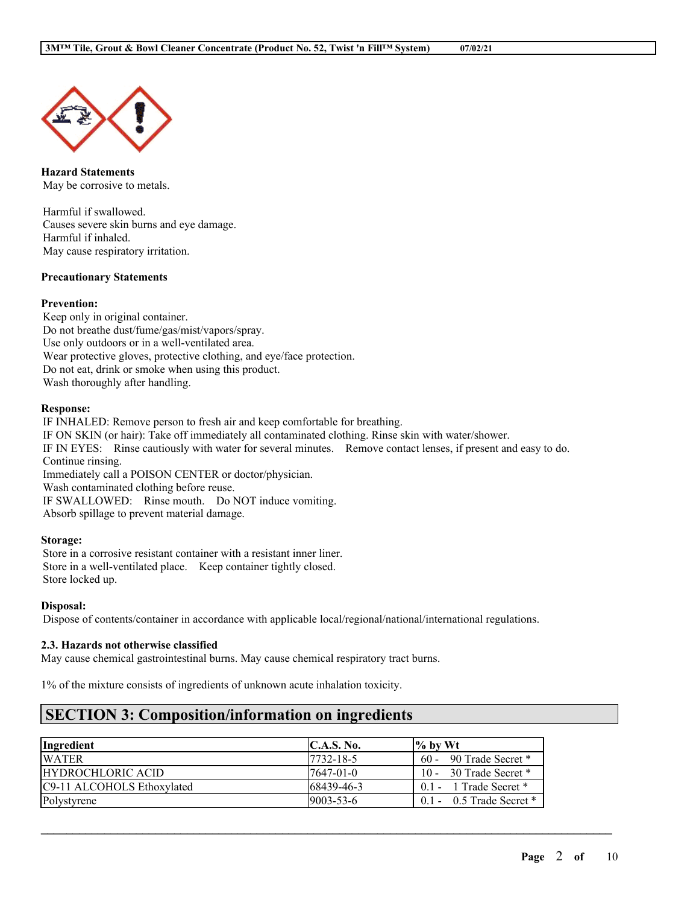**Hazard Statements**

May be corrosive to metals.

Harmful if swallowed.
Causes severe skin burns and eye damage.
Harmful if inhaled.
May cause respiratory irritation.

**Precautionary Statements**

**Prevention:**

Keep only in original container.
Do not breathe dust/fume/gas/mist/vapors/spray.
Use only outdoors or in a well-ventilated area.
Wear protective gloves, protective clothing, and eye/face protection.
Do not eat, drink or smoke when using this product.
Wash thoroughly after handling.

**Response:**

IF INHALED: Remove person to fresh air and keep comfortable for breathing.
IF ON SKIN (or hair): Take off immediately all contaminated clothing. Rinse skin with water/shower.
IF IN EYES: Rinse cautiously with water for several minutes. Remove contact lenses, if present and easy to do. Continue rinsing.
Immediately call a POISON CENTER or doctor/physician.
Wash contaminated clothing before reuse.
IF SWALLOWED: Rinse mouth. Do NOT induce vomiting.
Absorb spillage to prevent material damage.

**Storage:**

Store in a corrosive resistant container with a resistant inner liner.
Store in a well-ventilated place. Keep container tightly closed.
Store locked up.

**Disposal:**

Dispose of contents/container in accordance with applicable local/regional/national/international regulations.

### 2.3. Hazards not otherwise classified

May cause chemical gastrointestinal burns. May cause chemical respiratory tract burns.

1% of the mixture consists of ingredients of unknown acute inhalation toxicity.

## SECTION 3: Composition/information on ingredients

| Ingredient | C.A.S. No. | % by Wt |
|---|---|---|
| WATER | 7732-18-5 | 60 - 90 Trade Secret * |
| HYDROCHLORIC ACID | 7647-01-0 | 10 - 30 Trade Secret * |
| C9-11 ALCOHOLS Ethoxylated | 68439-46-3 | 0.1 - 1 Trade Secret * |
| Polystyrene | 9003-53-6 | 0.1 - 0.5 Trade Secret * |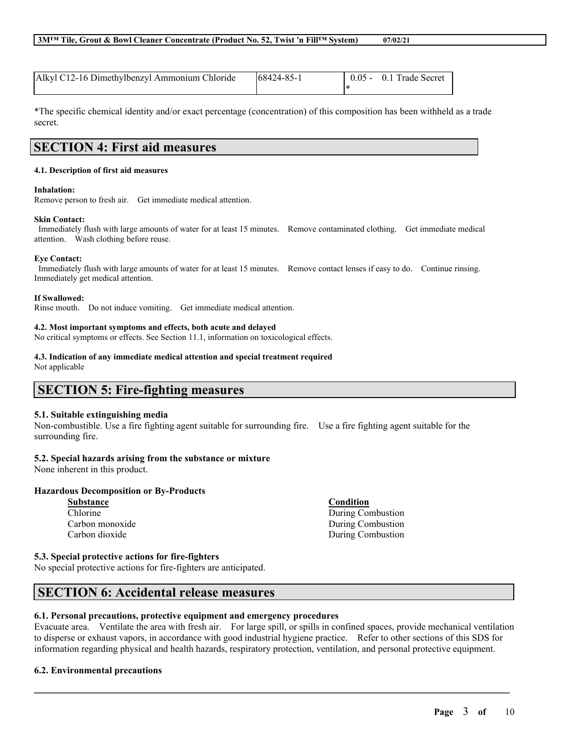| | | |
|---|---|---|
| Alkyl C12-16 Dimethylbenzyl Ammonium Chloride | 68424-85-1 | 0.05 - 0.1 Trade Secret * |

*The specific chemical identity and/or exact percentage (concentration) of this composition has been withheld as a trade secret.

## SECTION 4: First aid measures

**4.1. Description of first aid measures**

**Inhalation:**
Remove person to fresh air. Get immediate medical attention.

**Skin Contact:**
Immediately flush with large amounts of water for at least 15 minutes. Remove contaminated clothing. Get immediate medical attention. Wash clothing before reuse.

**Eye Contact:**
Immediately flush with large amounts of water for at least 15 minutes. Remove contact lenses if easy to do. Continue rinsing. Immediately get medical attention.

**If Swallowed:**
Rinse mouth. Do not induce vomiting. Get immediate medical attention.

**4.2. Most important symptoms and effects, both acute and delayed**
No critical symptoms or effects. See Section 11.1, information on toxicological effects.

**4.3. Indication of any immediate medical attention and special treatment required**
Not applicable

## SECTION 5: Fire-fighting measures

**5.1. Suitable extinguishing media**
Non-combustible. Use a fire fighting agent suitable for surrounding fire. Use a fire fighting agent suitable for the surrounding fire.

**5.2. Special hazards arising from the substance or mixture**
None inherent in this product.

**Hazardous Decomposition or By-Products**

| Substance | Condition |
|---|---|
| Chlorine | During Combustion |
| Carbon monoxide | During Combustion |
| Carbon dioxide | During Combustion |

**5.3. Special protective actions for fire-fighters**
No special protective actions for fire-fighters are anticipated.

## SECTION 6: Accidental release measures

**6.1. Personal precautions, protective equipment and emergency procedures**
Evacuate area. Ventilate the area with fresh air. For large spill, or spills in confined spaces, provide mechanical ventilation to disperse or exhaust vapors, in accordance with good industrial hygiene practice. Refer to other sections of this SDS for information regarding physical and health hazards, respiratory protection, ventilation, and personal protective equipment.

**6.2. Environmental precautions**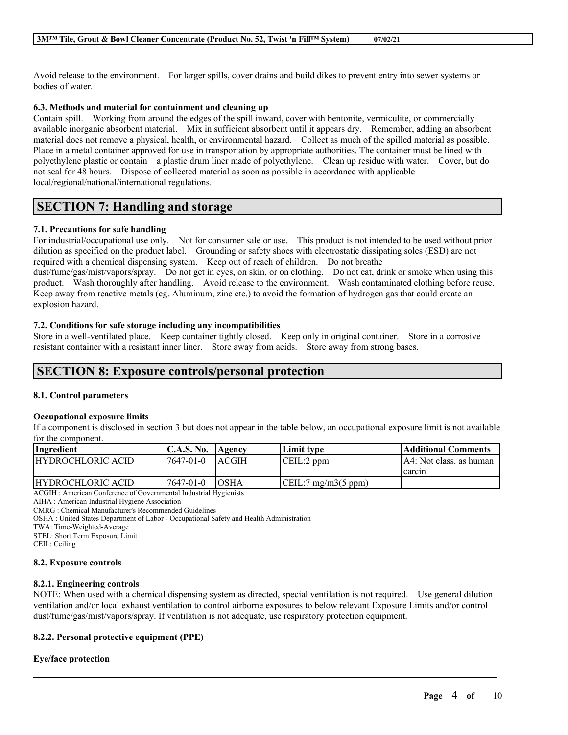Avoid release to the environment. For larger spills, cover drains and build dikes to prevent entry into sewer systems or bodies of water.

### 6.3. Methods and material for containment and cleaning up

Contain spill. Working from around the edges of the spill inward, cover with bentonite, vermiculite, or commercially available inorganic absorbent material. Mix in sufficient absorbent until it appears dry. Remember, adding an absorbent material does not remove a physical, health, or environmental hazard. Collect as much of the spilled material as possible. Place in a metal container approved for use in transportation by appropriate authorities. The container must be lined with polyethylene plastic or contain a plastic drum liner made of polyethylene. Clean up residue with water. Cover, but do not seal for 48 hours. Dispose of collected material as soon as possible in accordance with applicable local/regional/national/international regulations.

## SECTION 7: Handling and storage

### 7.1. Precautions for safe handling

For industrial/occupational use only. Not for consumer sale or use. This product is not intended to be used without prior dilution as specified on the product label. Grounding or safety shoes with electrostatic dissipating soles (ESD) are not required with a chemical dispensing system. Keep out of reach of children. Do not breathe dust/fume/gas/mist/vapors/spray. Do not get in eyes, on skin, or on clothing. Do not eat, drink or smoke when using this product. Wash thoroughly after handling. Avoid release to the environment. Wash contaminated clothing before reuse. Keep away from reactive metals (eg. Aluminum, zinc etc.) to avoid the formation of hydrogen gas that could create an explosion hazard.

### 7.2. Conditions for safe storage including any incompatibilities

Store in a well-ventilated place. Keep container tightly closed. Keep only in original container. Store in a corrosive resistant container with a resistant inner liner. Store away from acids. Store away from strong bases.

## SECTION 8: Exposure controls/personal protection

### 8.1. Control parameters

**Occupational exposure limits**

If a component is disclosed in section 3 but does not appear in the table below, an occupational exposure limit is not available for the component.

| Ingredient | C.A.S. No. | Agency | Limit type | Additional Comments |
|---|---|---|---|---|
| HYDROCHLORIC ACID | 7647-01-0 | ACGIH | CEIL:2 ppm | A4: Not class. as human carcin |
| HYDROCHLORIC ACID | 7647-01-0 | OSHA | CEIL:7 mg/m3(5 ppm) | |

ACGIH : American Conference of Governmental Industrial Hygienists
AIHA : American Industrial Hygiene Association
CMRG : Chemical Manufacturer's Recommended Guidelines
OSHA : United States Department of Labor - Occupational Safety and Health Administration
TWA: Time-Weighted-Average
STEL: Short Term Exposure Limit
CEIL: Ceiling

### 8.2. Exposure controls

#### 8.2.1. Engineering controls

NOTE: When used with a chemical dispensing system as directed, special ventilation is not required. Use general dilution ventilation and/or local exhaust ventilation to control airborne exposures to below relevant Exposure Limits and/or control dust/fume/gas/mist/vapors/spray. If ventilation is not adequate, use respiratory protection equipment.

#### 8.2.2. Personal protective equipment (PPE)

**Eye/face protection**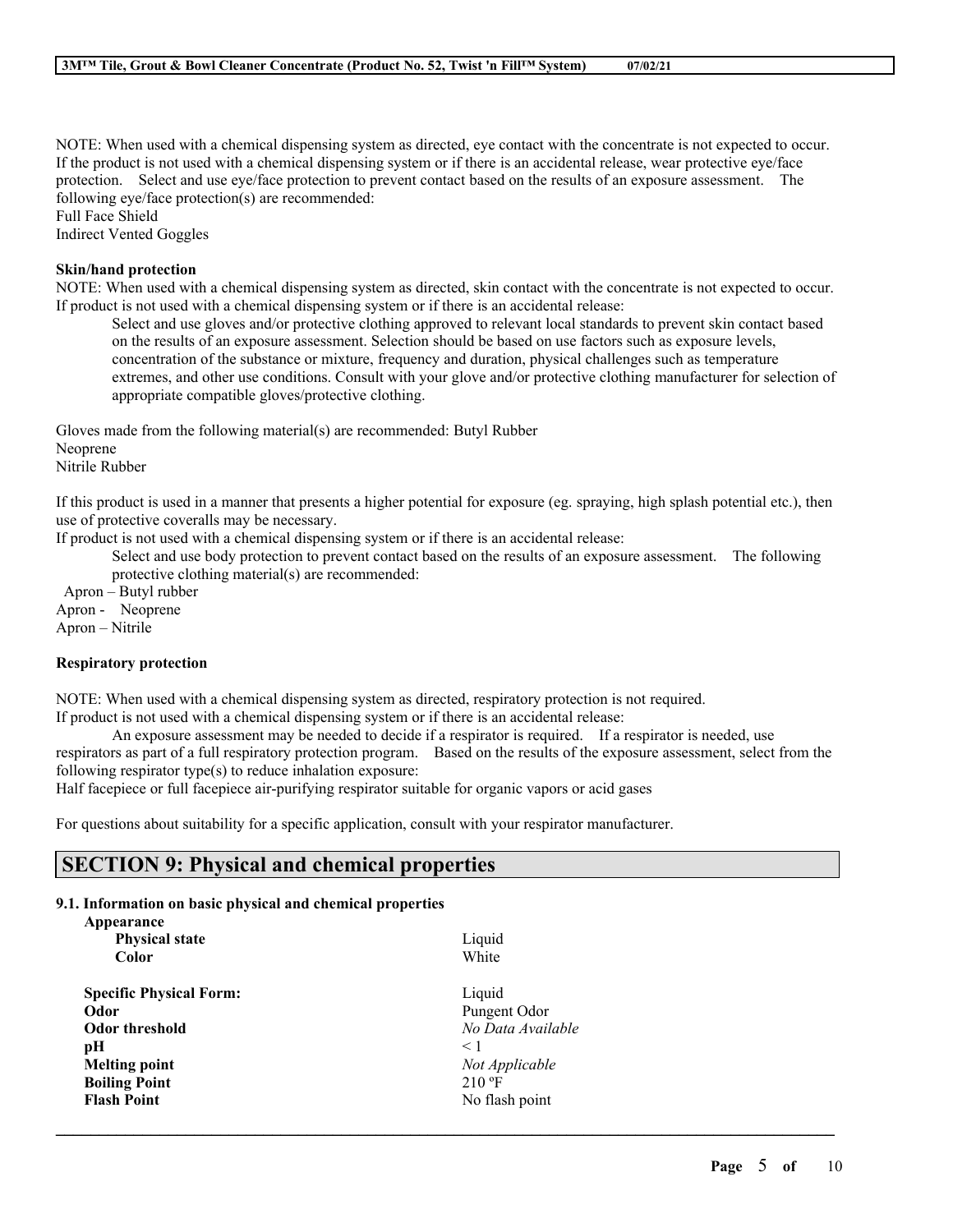NOTE: When used with a chemical dispensing system as directed, eye contact with the concentrate is not expected to occur. If the product is not used with a chemical dispensing system or if there is an accidental release, wear protective eye/face protection. Select and use eye/face protection to prevent contact based on the results of an exposure assessment. The following eye/face protection(s) are recommended:
Full Face Shield
Indirect Vented Goggles

**Skin/hand protection**

NOTE: When used with a chemical dispensing system as directed, skin contact with the concentrate is not expected to occur. If product is not used with a chemical dispensing system or if there is an accidental release:

Select and use gloves and/or protective clothing approved to relevant local standards to prevent skin contact based on the results of an exposure assessment. Selection should be based on use factors such as exposure levels, concentration of the substance or mixture, frequency and duration, physical challenges such as temperature extremes, and other use conditions. Consult with your glove and/or protective clothing manufacturer for selection of appropriate compatible gloves/protective clothing.

Gloves made from the following material(s) are recommended: Butyl Rubber
Neoprene
Nitrile Rubber

If this product is used in a manner that presents a higher potential for exposure (eg. spraying, high splash potential etc.), then use of protective coveralls may be necessary.
If product is not used with a chemical dispensing system or if there is an accidental release:

Select and use body protection to prevent contact based on the results of an exposure assessment. The following protective clothing material(s) are recommended:

Apron – Butyl rubber
Apron - Neoprene
Apron – Nitrile

**Respiratory protection**

NOTE: When used with a chemical dispensing system as directed, respiratory protection is not required.
If product is not used with a chemical dispensing system or if there is an accidental release:

An exposure assessment may be needed to decide if a respirator is required. If a respirator is needed, use respirators as part of a full respiratory protection program. Based on the results of the exposure assessment, select from the following respirator type(s) to reduce inhalation exposure:
Half facepiece or full facepiece air-purifying respirator suitable for organic vapors or acid gases

For questions about suitability for a specific application, consult with your respirator manufacturer.

## SECTION 9: Physical and chemical properties

### 9.1. Information on basic physical and chemical properties

| | |
|---|---|
| **Appearance** | |
| **Physical state** | Liquid |
| **Color** | White |
| **Specific Physical Form:** | Liquid |
| **Odor** | Pungent Odor |
| **Odor threshold** | *No Data Available* |
| **pH** | < 1 |
| **Melting point** | *Not Applicable* |
| **Boiling Point** | 210 ºF |
| **Flash Point** | No flash point |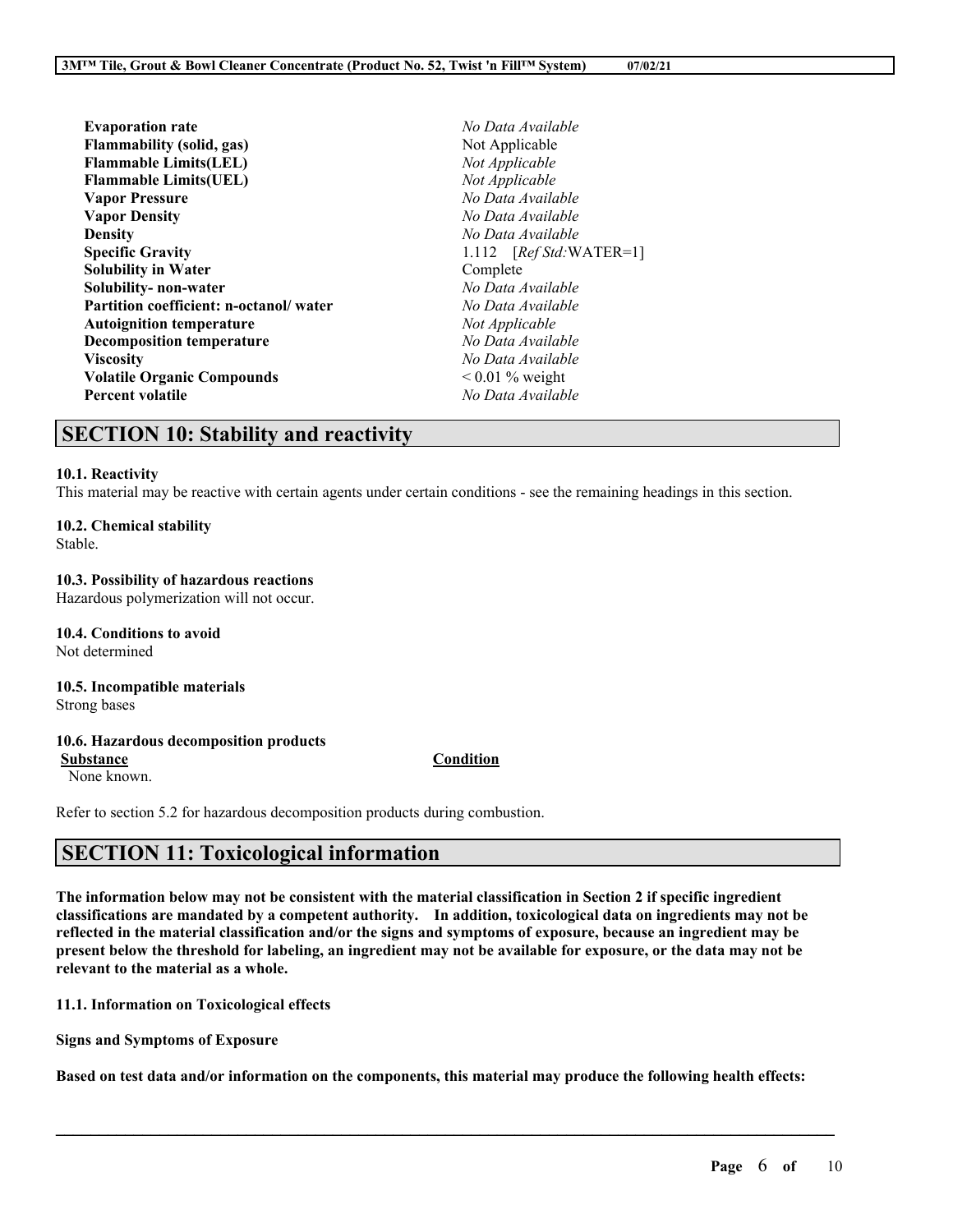| | |
|---|---|
| **Evaporation rate** | *No Data Available* |
| **Flammability (solid, gas)** | Not Applicable |
| **Flammable Limits(LEL)** | *Not Applicable* |
| **Flammable Limits(UEL)** | *Not Applicable* |
| **Vapor Pressure** | *No Data Available* |
| **Vapor Density** | *No Data Available* |
| **Density** | *No Data Available* |
| **Specific Gravity** | 1.112 [*Ref Std:*WATER=1] |
| **Solubility in Water** | Complete |
| **Solubility- non-water** | *No Data Available* |
| **Partition coefficient: n-octanol/ water** | *No Data Available* |
| **Autoignition temperature** | *Not Applicable* |
| **Decomposition temperature** | *No Data Available* |
| **Viscosity** | *No Data Available* |
| **Volatile Organic Compounds** | < 0.01 % weight |
| **Percent volatile** | *No Data Available* |

## SECTION 10: Stability and reactivity

**10.1. Reactivity**

This material may be reactive with certain agents under certain conditions - see the remaining headings in this section.

**10.2. Chemical stability**

Stable.

**10.3. Possibility of hazardous reactions**

Hazardous polymerization will not occur.

**10.4. Conditions to avoid**

Not determined

**10.5. Incompatible materials**

Strong bases

**10.6. Hazardous decomposition products**

| Substance | Condition |
|---|---|
| None known. | |

Refer to section 5.2 for hazardous decomposition products during combustion.

## SECTION 11: Toxicological information

**The information below may not be consistent with the material classification in Section 2 if specific ingredient classifications are mandated by a competent authority. In addition, toxicological data on ingredients may not be reflected in the material classification and/or the signs and symptoms of exposure, because an ingredient may be present below the threshold for labeling, an ingredient may not be available for exposure, or the data may not be relevant to the material as a whole.**

**11.1. Information on Toxicological effects**

**Signs and Symptoms of Exposure**

**Based on test data and/or information on the components, this material may produce the following health effects:**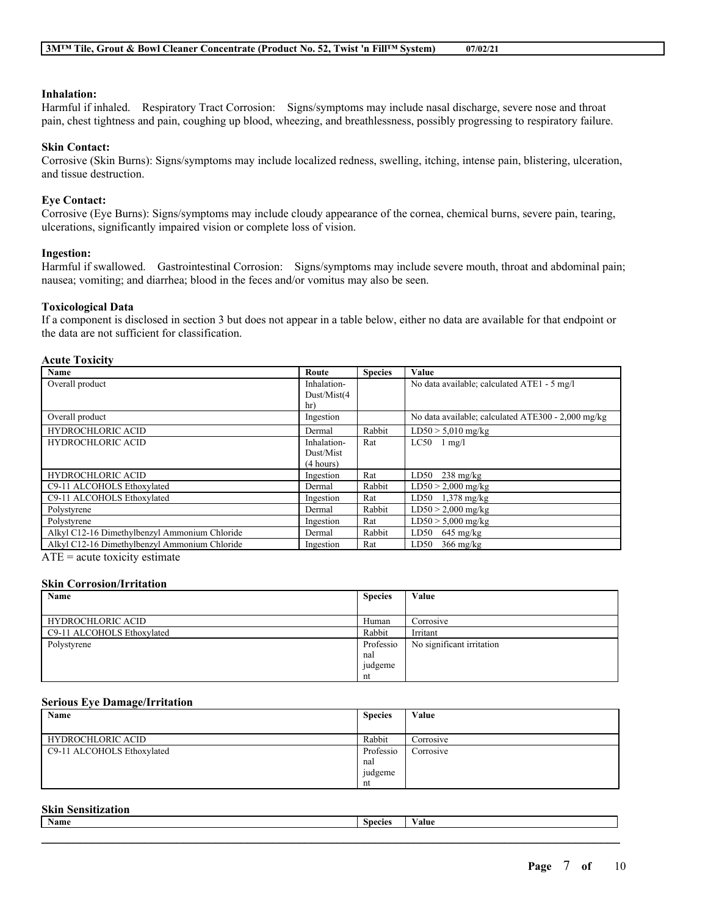**Inhalation:**
Harmful if inhaled. Respiratory Tract Corrosion: Signs/symptoms may include nasal discharge, severe nose and throat pain, chest tightness and pain, coughing up blood, wheezing, and breathlessness, possibly progressing to respiratory failure.

**Skin Contact:**
Corrosive (Skin Burns): Signs/symptoms may include localized redness, swelling, itching, intense pain, blistering, ulceration, and tissue destruction.

**Eye Contact:**
Corrosive (Eye Burns): Signs/symptoms may include cloudy appearance of the cornea, chemical burns, severe pain, tearing, ulcerations, significantly impaired vision or complete loss of vision.

**Ingestion:**
Harmful if swallowed. Gastrointestinal Corrosion: Signs/symptoms may include severe mouth, throat and abdominal pain; nausea; vomiting; and diarrhea; blood in the feces and/or vomitus may also be seen.

**Toxicological Data**
If a component is disclosed in section 3 but does not appear in a table below, either no data are available for that endpoint or the data are not sufficient for classification.

**Acute Toxicity**

| Name | Route | Species | Value |
|---|---|---|---|
| Overall product | Inhalation-Dust/Mist(4 hr) | | No data available; calculated ATE1 - 5 mg/l |
| Overall product | Ingestion | | No data available; calculated ATE300 - 2,000 mg/kg |
| HYDROCHLORIC ACID | Dermal | Rabbit | LD50 > 5,010 mg/kg |
| HYDROCHLORIC ACID | Inhalation-Dust/Mist (4 hours) | Rat | LC50 1 mg/l |
| HYDROCHLORIC ACID | Ingestion | Rat | LD50 238 mg/kg |
| C9-11 ALCOHOLS Ethoxylated | Dermal | Rabbit | LD50 > 2,000 mg/kg |
| C9-11 ALCOHOLS Ethoxylated | Ingestion | Rat | LD50 1,378 mg/kg |
| Polystyrene | Dermal | Rabbit | LD50 > 2,000 mg/kg |
| Polystyrene | Ingestion | Rat | LD50 > 5,000 mg/kg |
| Alkyl C12-16 Dimethylbenzyl Ammonium Chloride | Dermal | Rabbit | LD50 645 mg/kg |
| Alkyl C12-16 Dimethylbenzyl Ammonium Chloride | Ingestion | Rat | LD50 366 mg/kg |

ATE = acute toxicity estimate

**Skin Corrosion/Irritation**

| Name | Species | Value |
|---|---|---|
| HYDROCHLORIC ACID | Human | Corrosive |
| C9-11 ALCOHOLS Ethoxylated | Rabbit | Irritant |
| Polystyrene | Professional judgement | No significant irritation |

**Serious Eye Damage/Irritation**

| Name | Species | Value |
|---|---|---|
| HYDROCHLORIC ACID | Rabbit | Corrosive |
| C9-11 ALCOHOLS Ethoxylated | Professional judgement | Corrosive |

**Skin Sensitization**

| Name | Species | Value |
|---|---|---|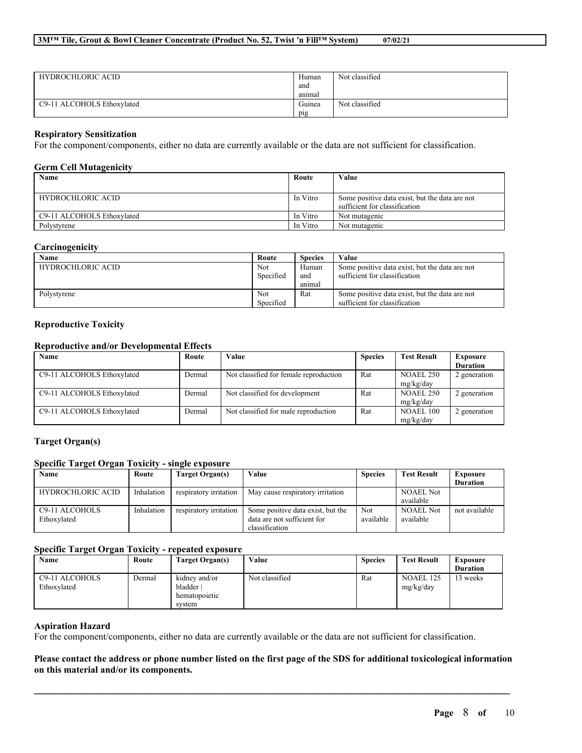| | | |
|---|---|---|
| HYDROCHLORIC ACID | Human and animal | Not classified |
| C9-11 ALCOHOLS Ethoxylated | Guinea pig | Not classified |

### Respiratory Sensitization

For the component/components, either no data are currently available or the data are not sufficient for classification.

### Germ Cell Mutagenicity

| Name | Route | Value |
|---|---|---|
| HYDROCHLORIC ACID | In Vitro | Some positive data exist, but the data are not sufficient for classification |
| C9-11 ALCOHOLS Ethoxylated | In Vitro | Not mutagenic |
| Polystyrene | In Vitro | Not mutagenic |

### Carcinogenicity

| Name | Route | Species | Value |
|---|---|---|---|
| HYDROCHLORIC ACID | Not Specified | Human and animal | Some positive data exist, but the data are not sufficient for classification |
| Polystyrene | Not Specified | Rat | Some positive data exist, but the data are not sufficient for classification |

### Reproductive Toxicity

#### Reproductive and/or Developmental Effects

| Name | Route | Value | Species | Test Result | Exposure Duration |
|---|---|---|---|---|---|
| C9-11 ALCOHOLS Ethoxylated | Dermal | Not classified for female reproduction | Rat | NOAEL 250 mg/kg/day | 2 generation |
| C9-11 ALCOHOLS Ethoxylated | Dermal | Not classified for development | Rat | NOAEL 250 mg/kg/day | 2 generation |
| C9-11 ALCOHOLS Ethoxylated | Dermal | Not classified for male reproduction | Rat | NOAEL 100 mg/kg/day | 2 generation |

### Target Organ(s)

#### Specific Target Organ Toxicity - single exposure

| Name | Route | Target Organ(s) | Value | Species | Test Result | Exposure Duration |
|---|---|---|---|---|---|---|
| HYDROCHLORIC ACID | Inhalation | respiratory irritation | May cause respiratory irritation | | NOAEL Not available | |
| C9-11 ALCOHOLS Ethoxylated | Inhalation | respiratory irritation | Some positive data exist, but the data are not sufficient for classification | Not available | NOAEL Not available | not available |

#### Specific Target Organ Toxicity - repeated exposure

| Name | Route | Target Organ(s) | Value | Species | Test Result | Exposure Duration |
|---|---|---|---|---|---|---|
| C9-11 ALCOHOLS Ethoxylated | Dermal | kidney and/or bladder \| hematopoietic system | Not classified | Rat | NOAEL 125 mg/kg/day | 13 weeks |

### Aspiration Hazard

For the component/components, either no data are currently available or the data are not sufficient for classification.

**Please contact the address or phone number listed on the first page of the SDS for additional toxicological information on this material and/or its components.**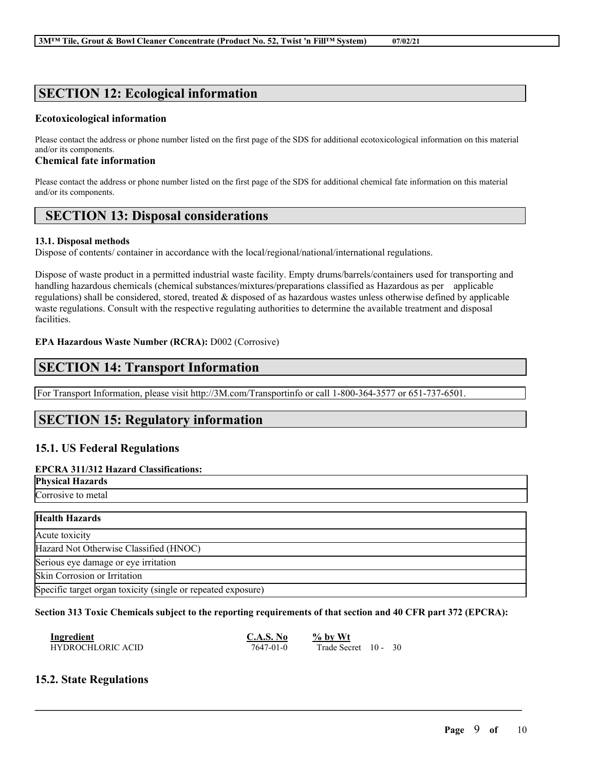## SECTION 12: Ecological information

### Ecotoxicological information

Please contact the address or phone number listed on the first page of the SDS for additional ecotoxicological information on this material and/or its components.

### Chemical fate information

Please contact the address or phone number listed on the first page of the SDS for additional chemical fate information on this material and/or its components.

## SECTION 13: Disposal considerations

**13.1. Disposal methods**

Dispose of contents/ container in accordance with the local/regional/national/international regulations.

Dispose of waste product in a permitted industrial waste facility. Empty drums/barrels/containers used for transporting and handling hazardous chemicals (chemical substances/mixtures/preparations classified as Hazardous as per applicable regulations) shall be considered, stored, treated & disposed of as hazardous wastes unless otherwise defined by applicable waste regulations. Consult with the respective regulating authorities to determine the available treatment and disposal facilities.

**EPA Hazardous Waste Number (RCRA):** D002 (Corrosive)

## SECTION 14: Transport Information

For Transport Information, please visit http://3M.com/Transportinfo or call 1-800-364-3577 or 651-737-6501.

## SECTION 15: Regulatory information

### 15.1. US Federal Regulations

**EPCRA 311/312 Hazard Classifications:**

| Physical Hazards |
|---|
| Corrosive to metal |

| Health Hazards |
|---|
| Acute toxicity |
| Hazard Not Otherwise Classified (HNOC) |
| Serious eye damage or eye irritation |
| Skin Corrosion or Irritation |
| Specific target organ toxicity (single or repeated exposure) |

**Section 313 Toxic Chemicals subject to the reporting requirements of that section and 40 CFR part 372 (EPCRA):**

| Ingredient | C.A.S. No | % by Wt |
|---|---|---|
| HYDROCHLORIC ACID | 7647-01-0 | Trade Secret 10 - 30 |

### 15.2. State Regulations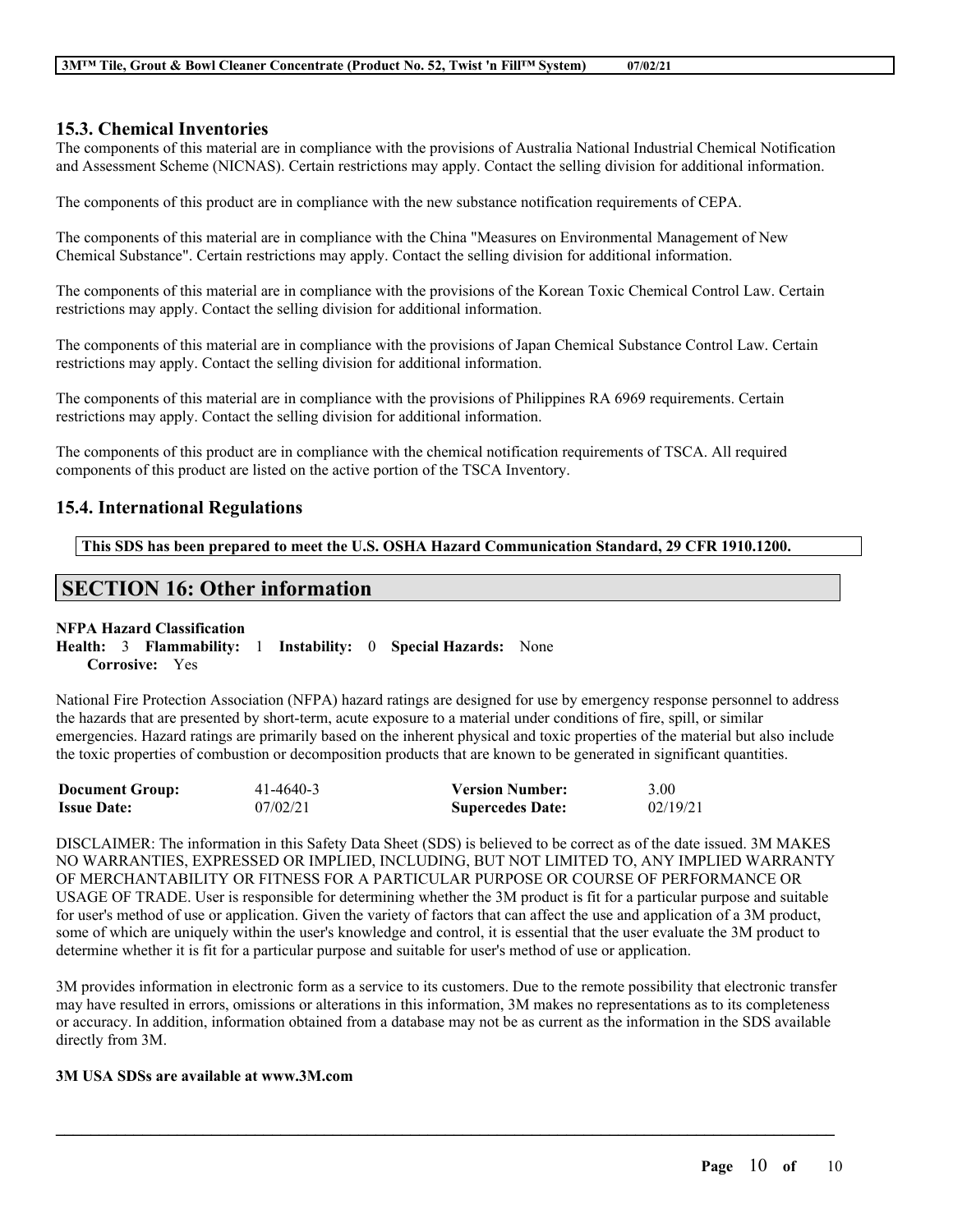### 15.3. Chemical Inventories

The components of this material are in compliance with the provisions of Australia National Industrial Chemical Notification and Assessment Scheme (NICNAS). Certain restrictions may apply. Contact the selling division for additional information.

The components of this product are in compliance with the new substance notification requirements of CEPA.

The components of this material are in compliance with the China "Measures on Environmental Management of New Chemical Substance". Certain restrictions may apply. Contact the selling division for additional information.

The components of this material are in compliance with the provisions of the Korean Toxic Chemical Control Law. Certain restrictions may apply. Contact the selling division for additional information.

The components of this material are in compliance with the provisions of Japan Chemical Substance Control Law. Certain restrictions may apply. Contact the selling division for additional information.

The components of this material are in compliance with the provisions of Philippines RA 6969 requirements. Certain restrictions may apply. Contact the selling division for additional information.

The components of this product are in compliance with the chemical notification requirements of TSCA. All required components of this product are listed on the active portion of the TSCA Inventory.

### 15.4. International Regulations

**This SDS has been prepared to meet the U.S. OSHA Hazard Communication Standard, 29 CFR 1910.1200.**

## SECTION 16: Other information

**NFPA Hazard Classification**

**Health:** 3 **Flammability:** 1 **Instability:** 0 **Special Hazards:** None
**Corrosive:** Yes

National Fire Protection Association (NFPA) hazard ratings are designed for use by emergency response personnel to address the hazards that are presented by short-term, acute exposure to a material under conditions of fire, spill, or similar emergencies. Hazard ratings are primarily based on the inherent physical and toxic properties of the material but also include the toxic properties of combustion or decomposition products that are known to be generated in significant quantities.

| | | | |
|---|---|---|---|
| **Document Group:** | 41-4640-3 | **Version Number:** | 3.00 |
| **Issue Date:** | 07/02/21 | **Supercedes Date:** | 02/19/21 |

DISCLAIMER: The information in this Safety Data Sheet (SDS) is believed to be correct as of the date issued. 3M MAKES NO WARRANTIES, EXPRESSED OR IMPLIED, INCLUDING, BUT NOT LIMITED TO, ANY IMPLIED WARRANTY OF MERCHANTABILITY OR FITNESS FOR A PARTICULAR PURPOSE OR COURSE OF PERFORMANCE OR USAGE OF TRADE. User is responsible for determining whether the 3M product is fit for a particular purpose and suitable for user's method of use or application. Given the variety of factors that can affect the use and application of a 3M product, some of which are uniquely within the user's knowledge and control, it is essential that the user evaluate the 3M product to determine whether it is fit for a particular purpose and suitable for user's method of use or application.

3M provides information in electronic form as a service to its customers. Due to the remote possibility that electronic transfer may have resulted in errors, omissions or alterations in this information, 3M makes no representations as to its completeness or accuracy. In addition, information obtained from a database may not be as current as the information in the SDS available directly from 3M.

**3M USA SDSs are available at www.3M.com**